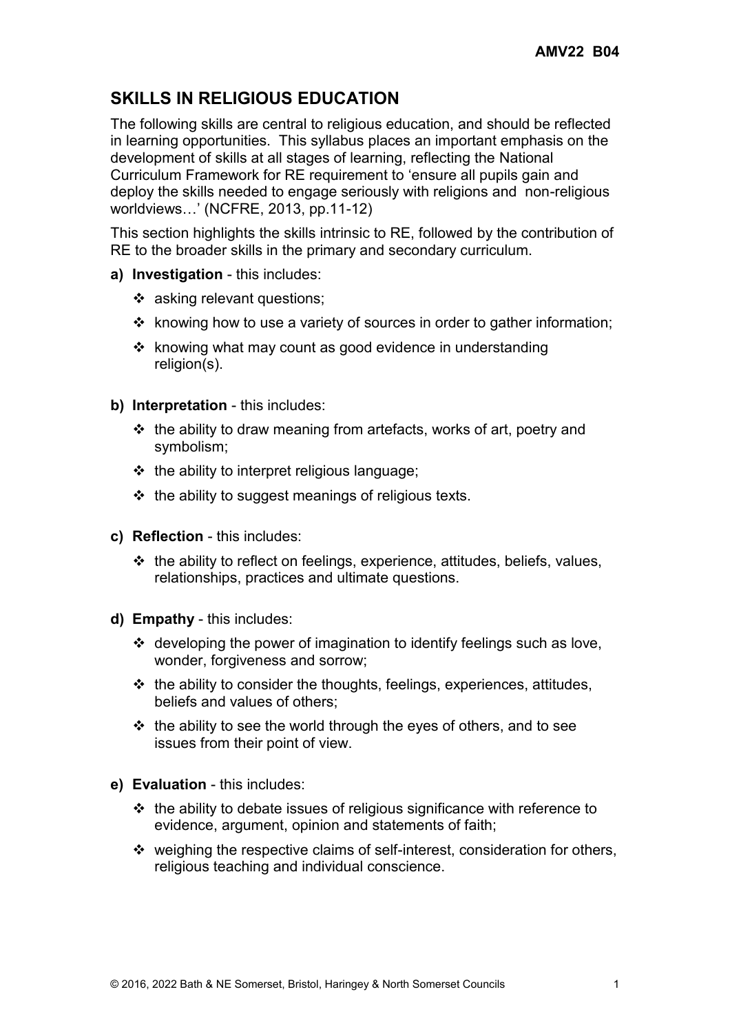## SKILLS IN RELIGIOUS EDUCATION

The following skills are central to religious education, and should be reflected in learning opportunities. This syllabus places an important emphasis on the development of skills at all stages of learning, reflecting the National Curriculum Framework for RE requirement to 'ensure all pupils gain and deploy the skills needed to engage seriously with religions and non-religious worldviews…' (NCFRE, 2013, pp.11-12)

This section highlights the skills intrinsic to RE, followed by the contribution of RE to the broader skills in the primary and secondary curriculum.

**a) Investigation** - this includes:

- asking relevant questions;
- knowing how to use a variety of sources in order to gather information;
- knowing what may count as good evidence in understanding religion(s).

**b) Interpretation** - this includes:

- the ability to draw meaning from artefacts, works of art, poetry and symbolism;
- the ability to interpret religious language;
- the ability to suggest meanings of religious texts.

**c) Reflection** - this includes:

- the ability to reflect on feelings, experience, attitudes, beliefs, values, relationships, practices and ultimate questions.

**d) Empathy** - this includes:

- developing the power of imagination to identify feelings such as love, wonder, forgiveness and sorrow;
- the ability to consider the thoughts, feelings, experiences, attitudes, beliefs and values of others;
- the ability to see the world through the eyes of others, and to see issues from their point of view.

**e) Evaluation** - this includes:

- the ability to debate issues of religious significance with reference to evidence, argument, opinion and statements of faith;
- weighing the respective claims of self-interest, consideration for others, religious teaching and individual conscience.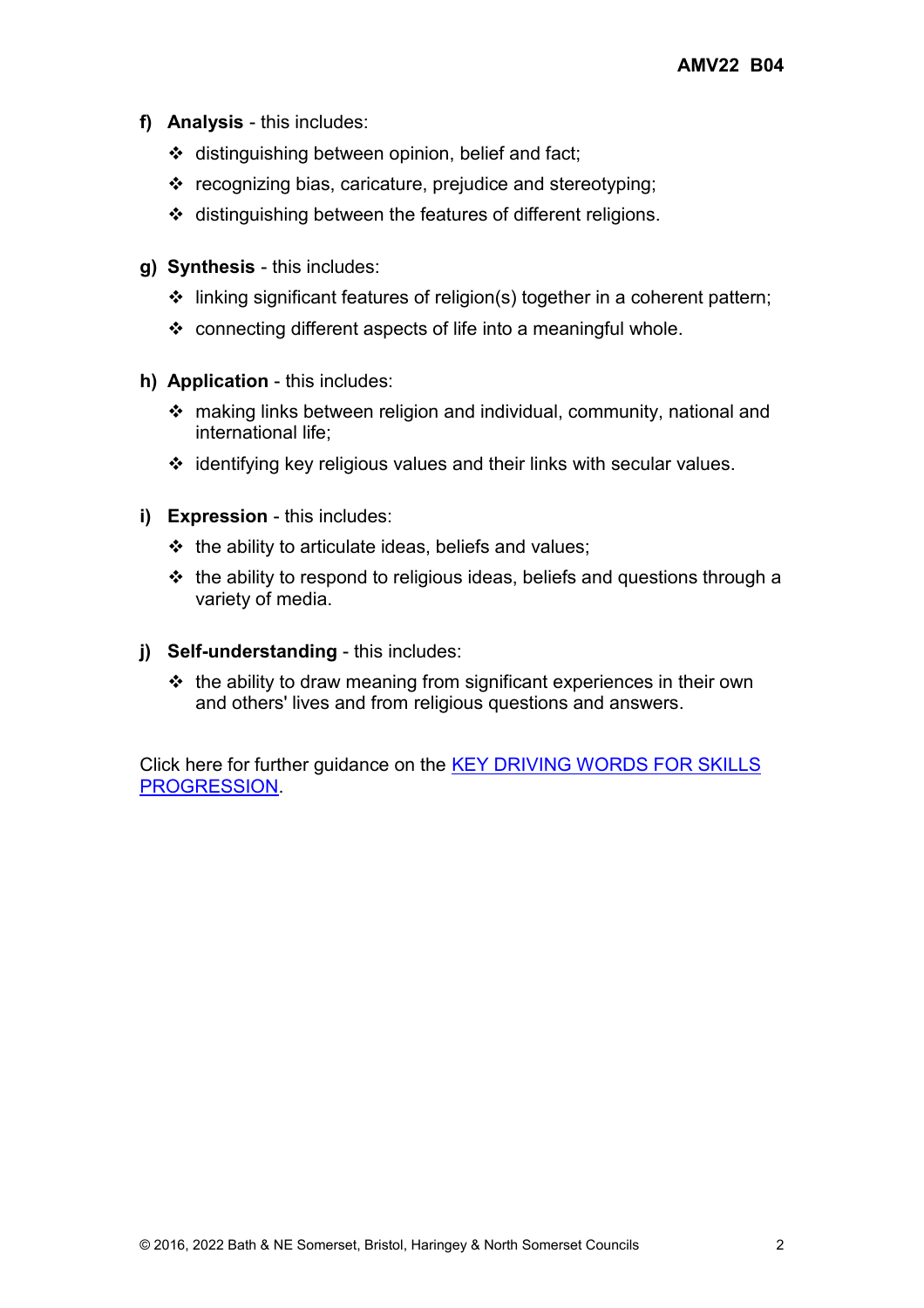f) **Analysis** - this includes:

- distinguishing between opinion, belief and fact;
- recognizing bias, caricature, prejudice and stereotyping;
- distinguishing between the features of different religions.

g) **Synthesis** - this includes:

- linking significant features of religion(s) together in a coherent pattern;
- connecting different aspects of life into a meaningful whole.

h) **Application** - this includes:

- making links between religion and individual, community, national and international life;
- identifying key religious values and their links with secular values.

i) **Expression** - this includes:

- the ability to articulate ideas, beliefs and values;
- the ability to respond to religious ideas, beliefs and questions through a variety of media.

j) **Self-understanding** - this includes:

- the ability to draw meaning from significant experiences in their own and others' lives and from religious questions and answers.

Click here for further guidance on the KEY DRIVING WORDS FOR SKILLS PROGRESSION.

© 2016, 2022 Bath & NE Somerset, Bristol, Haringey & North Somerset Councils